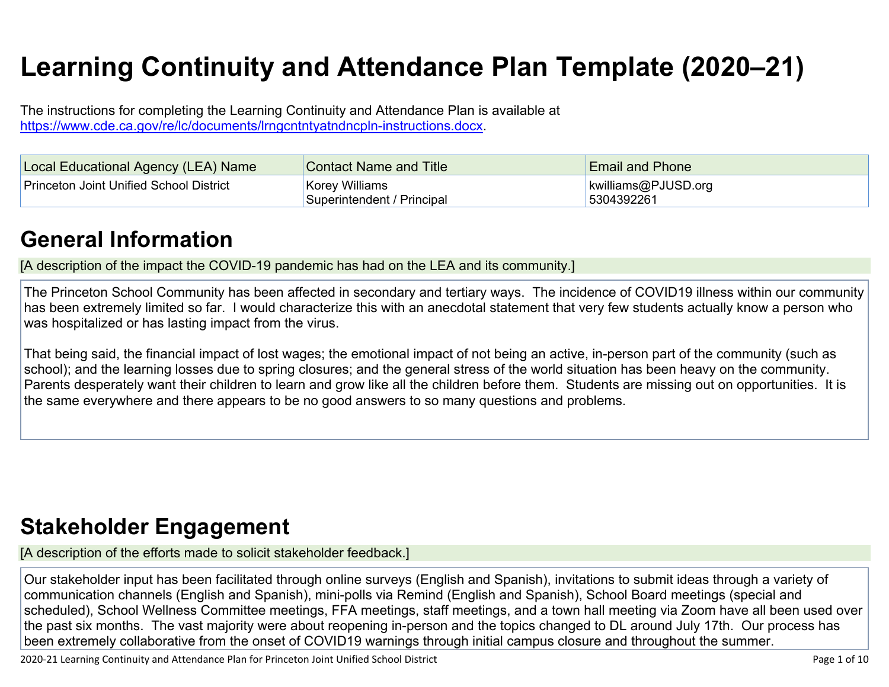# Learning Continuity and Attendance Plan Template (2020–21)

The instructions for completing the Learning Continuity and Attendance Plan is available at https://www.cde.ca.gov/re/lc/documents/lrngcntntyatndncpln-instructions.docx.

| Local Educational Agency (LEA) Name | Contact Name and Title | Email and Phone |
| --- | --- | --- |
| Princeton Joint Unified School District | Korey Williams<br>Superintendent / Principal | kwilliams@PJUSD.org<br>5304392261 |

# General Information

[A description of the impact the COVID-19 pandemic has had on the LEA and its community.]

The Princeton School Community has been affected in secondary and tertiary ways. The incidence of COVID19 illness within our community has been extremely limited so far. I would characterize this with an anecdotal statement that very few students actually know a person who was hospitalized or has lasting impact from the virus.

That being said, the financial impact of lost wages; the emotional impact of not being an active, in-person part of the community (such as school); and the learning losses due to spring closures; and the general stress of the world situation has been heavy on the community. Parents desperately want their children to learn and grow like all the children before them. Students are missing out on opportunities. It is the same everywhere and there appears to be no good answers to so many questions and problems.

# Stakeholder Engagement

[A description of the efforts made to solicit stakeholder feedback.]

Our stakeholder input has been facilitated through online surveys (English and Spanish), invitations to submit ideas through a variety of communication channels (English and Spanish), mini-polls via Remind (English and Spanish), School Board meetings (special and scheduled), School Wellness Committee meetings, FFA meetings, staff meetings, and a town hall meeting via Zoom have all been used over the past six months. The vast majority were about reopening in-person and the topics changed to DL around July 17th. Our process has been extremely collaborative from the onset of COVID19 warnings through initial campus closure and throughout the summer.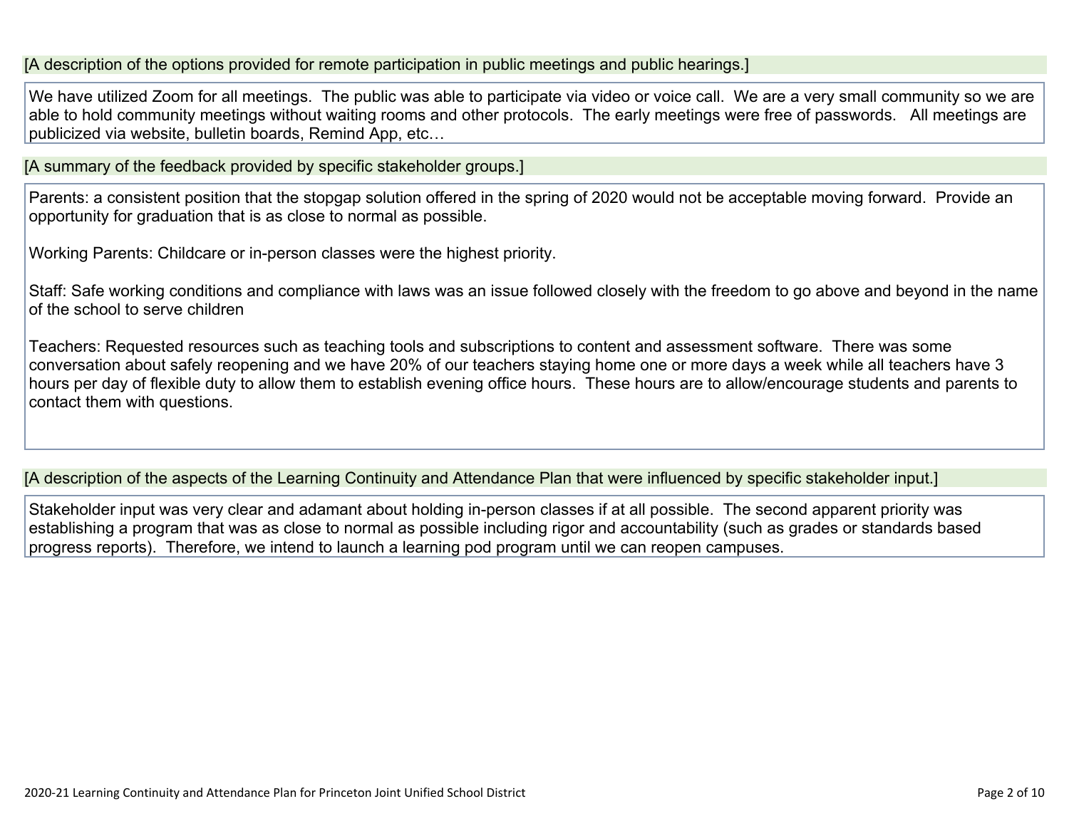[A description of the options provided for remote participation in public meetings and public hearings.]

We have utilized Zoom for all meetings. The public was able to participate via video or voice call. We are a very small community so we are able to hold community meetings without waiting rooms and other protocols. The early meetings were free of passwords. All meetings are publicized via website, bulletin boards, Remind App, etc…

[A summary of the feedback provided by specific stakeholder groups.]

Parents: a consistent position that the stopgap solution offered in the spring of 2020 would not be acceptable moving forward. Provide an opportunity for graduation that is as close to normal as possible.

Working Parents: Childcare or in-person classes were the highest priority.

Staff: Safe working conditions and compliance with laws was an issue followed closely with the freedom to go above and beyond in the name of the school to serve children

Teachers: Requested resources such as teaching tools and subscriptions to content and assessment software. There was some conversation about safely reopening and we have 20% of our teachers staying home one or more days a week while all teachers have 3 hours per day of flexible duty to allow them to establish evening office hours. These hours are to allow/encourage students and parents to contact them with questions.

[A description of the aspects of the Learning Continuity and Attendance Plan that were influenced by specific stakeholder input.]

Stakeholder input was very clear and adamant about holding in-person classes if at all possible. The second apparent priority was establishing a program that was as close to normal as possible including rigor and accountability (such as grades or standards based progress reports). Therefore, we intend to launch a learning pod program until we can reopen campuses.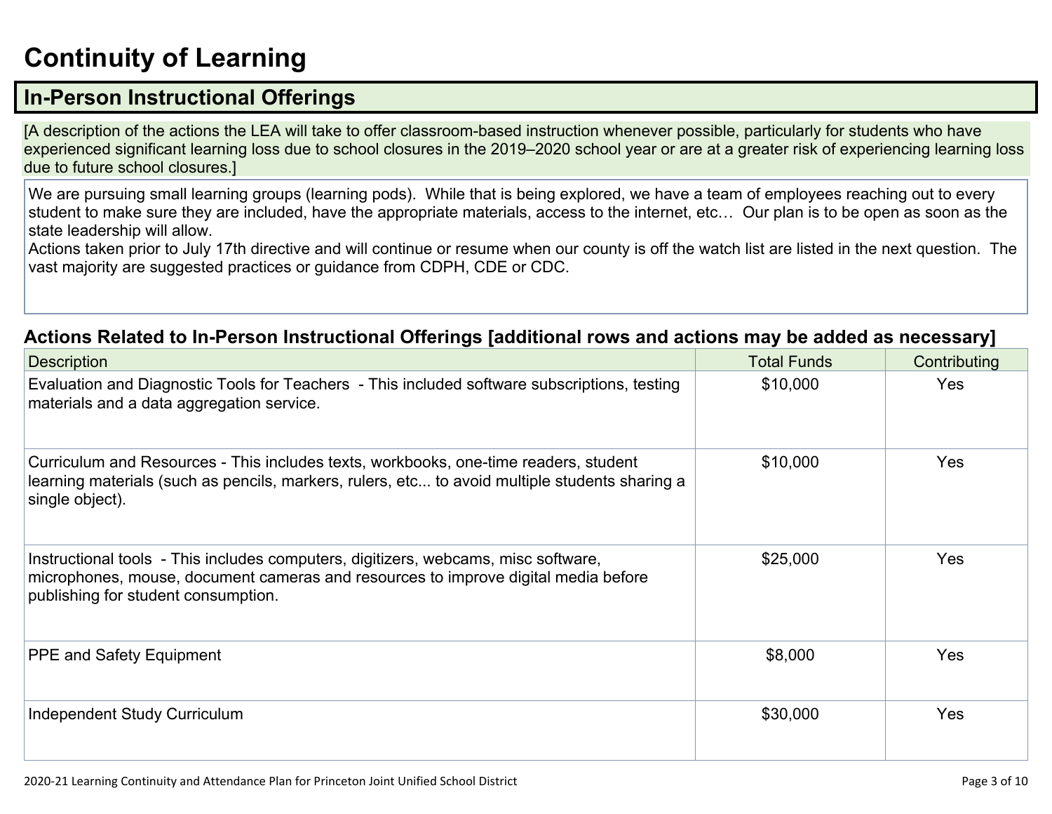# Continuity of Learning

## In-Person Instructional Offerings

[A description of the actions the LEA will take to offer classroom-based instruction whenever possible, particularly for students who have experienced significant learning loss due to school closures in the 2019–2020 school year or are at a greater risk of experiencing learning loss due to future school closures.]

We are pursuing small learning groups (learning pods). While that is being explored, we have a team of employees reaching out to every student to make sure they are included, have the appropriate materials, access to the internet, etc… Our plan is to be open as soon as the state leadership will allow.
Actions taken prior to July 17th directive and will continue or resume when our county is off the watch list are listed in the next question. The vast majority are suggested practices or guidance from CDPH, CDE or CDC.

### Actions Related to In-Person Instructional Offerings [additional rows and actions may be added as necessary]

| Description | Total Funds | Contributing |
|---|---|---|
| Evaluation and Diagnostic Tools for Teachers - This included software subscriptions, testing materials and a data aggregation service. | $10,000 | Yes |
| Curriculum and Resources - This includes texts, workbooks, one-time readers, student learning materials (such as pencils, markers, rulers, etc... to avoid multiple students sharing a single object). | $10,000 | Yes |
| Instructional tools - This includes computers, digitizers, webcams, misc software, microphones, mouse, document cameras and resources to improve digital media before publishing for student consumption. | $25,000 | Yes |
| PPE and Safety Equipment | $8,000 | Yes |
| Independent Study Curriculum | $30,000 | Yes |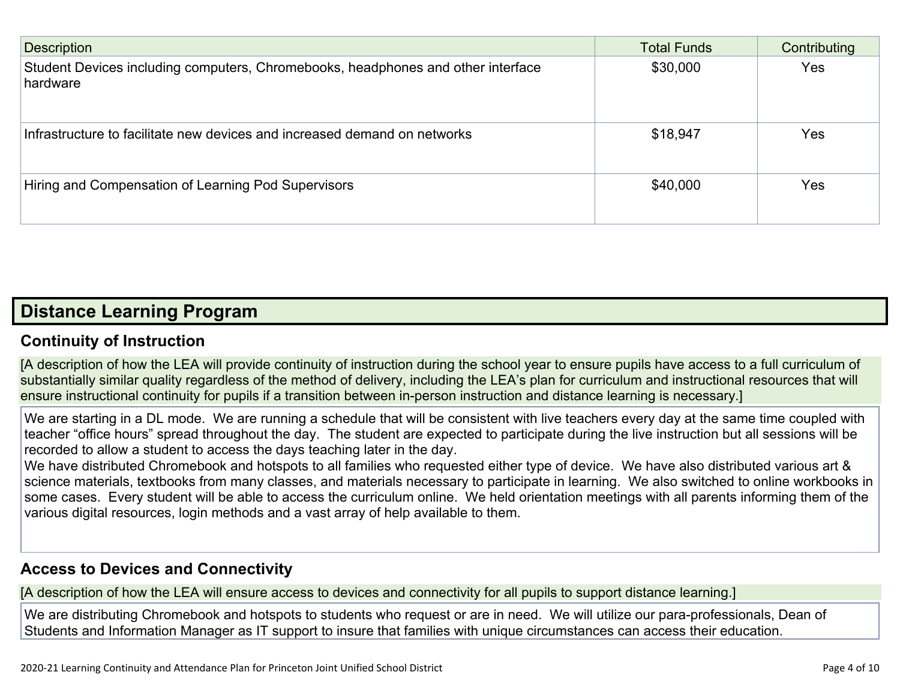| Description | Total Funds | Contributing |
|---|---|---|
| Student Devices including computers, Chromebooks, headphones and other interface hardware | $30,000 | Yes |
| Infrastructure to facilitate new devices and increased demand on networks | $18,947 | Yes |
| Hiring and Compensation of Learning Pod Supervisors | $40,000 | Yes |

## Distance Learning Program

### Continuity of Instruction

[A description of how the LEA will provide continuity of instruction during the school year to ensure pupils have access to a full curriculum of substantially similar quality regardless of the method of delivery, including the LEA's plan for curriculum and instructional resources that will ensure instructional continuity for pupils if a transition between in-person instruction and distance learning is necessary.]

We are starting in a DL mode. We are running a schedule that will be consistent with live teachers every day at the same time coupled with teacher "office hours" spread throughout the day. The student are expected to participate during the live instruction but all sessions will be recorded to allow a student to access the days teaching later in the day.
We have distributed Chromebook and hotspots to all families who requested either type of device. We have also distributed various art & science materials, textbooks from many classes, and materials necessary to participate in learning. We also switched to online workbooks in some cases. Every student will be able to access the curriculum online. We held orientation meetings with all parents informing them of the various digital resources, login methods and a vast array of help available to them.

### Access to Devices and Connectivity

[A description of how the LEA will ensure access to devices and connectivity for all pupils to support distance learning.]

We are distributing Chromebook and hotspots to students who request or are in need. We will utilize our para-professionals, Dean of Students and Information Manager as IT support to insure that families with unique circumstances can access their education.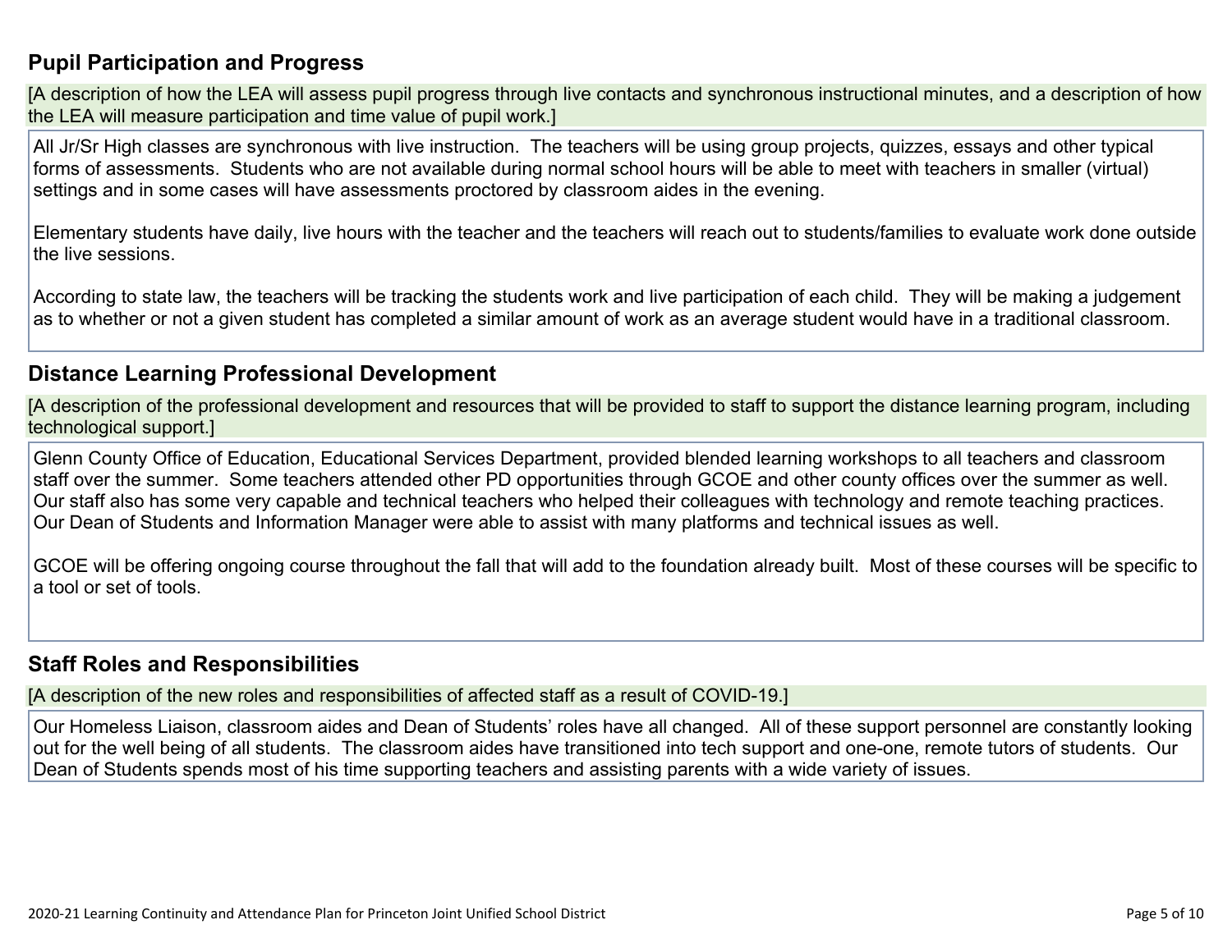## Pupil Participation and Progress

[A description of how the LEA will assess pupil progress through live contacts and synchronous instructional minutes, and a description of how the LEA will measure participation and time value of pupil work.]

All Jr/Sr High classes are synchronous with live instruction. The teachers will be using group projects, quizzes, essays and other typical forms of assessments. Students who are not available during normal school hours will be able to meet with teachers in smaller (virtual) settings and in some cases will have assessments proctored by classroom aides in the evening.

Elementary students have daily, live hours with the teacher and the teachers will reach out to students/families to evaluate work done outside the live sessions.

According to state law, the teachers will be tracking the students work and live participation of each child. They will be making a judgement as to whether or not a given student has completed a similar amount of work as an average student would have in a traditional classroom.

## Distance Learning Professional Development

[A description of the professional development and resources that will be provided to staff to support the distance learning program, including technological support.]

Glenn County Office of Education, Educational Services Department, provided blended learning workshops to all teachers and classroom staff over the summer. Some teachers attended other PD opportunities through GCOE and other county offices over the summer as well. Our staff also has some very capable and technical teachers who helped their colleagues with technology and remote teaching practices. Our Dean of Students and Information Manager were able to assist with many platforms and technical issues as well.

GCOE will be offering ongoing course throughout the fall that will add to the foundation already built. Most of these courses will be specific to a tool or set of tools.

## Staff Roles and Responsibilities

[A description of the new roles and responsibilities of affected staff as a result of COVID-19.]

Our Homeless Liaison, classroom aides and Dean of Students' roles have all changed. All of these support personnel are constantly looking out for the well being of all students. The classroom aides have transitioned into tech support and one-one, remote tutors of students. Our Dean of Students spends most of his time supporting teachers and assisting parents with a wide variety of issues.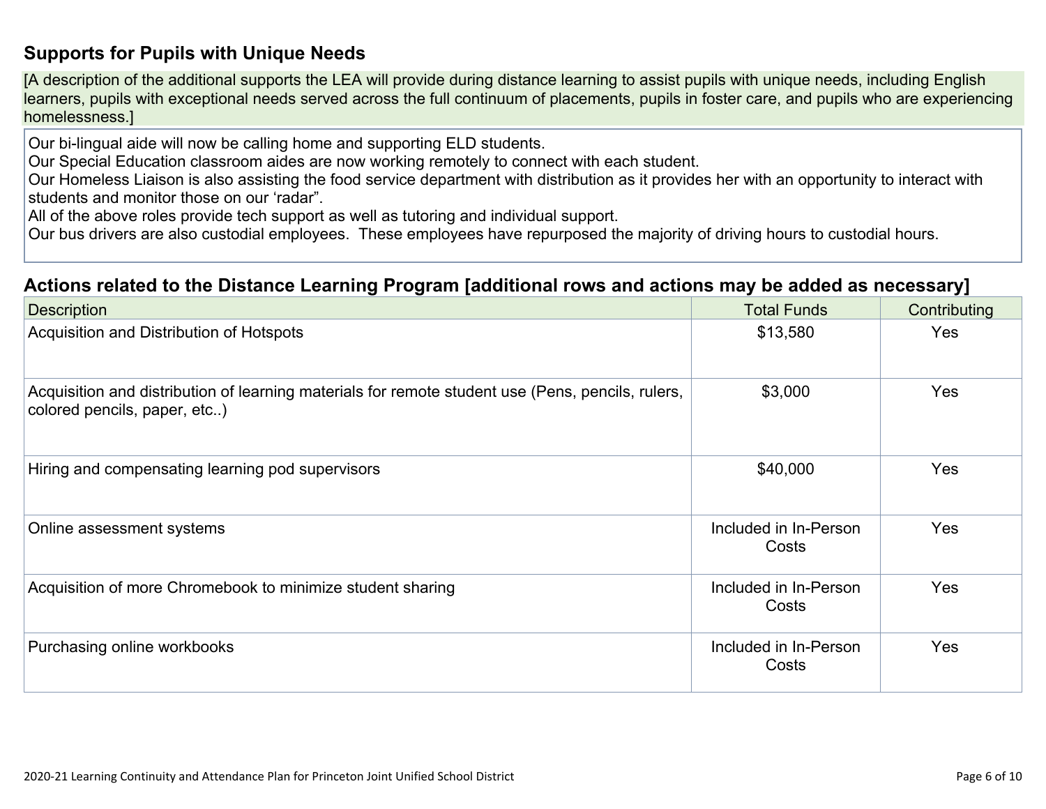### Supports for Pupils with Unique Needs

[A description of the additional supports the LEA will provide during distance learning to assist pupils with unique needs, including English learners, pupils with exceptional needs served across the full continuum of placements, pupils in foster care, and pupils who are experiencing homelessness.]

Our bi-lingual aide will now be calling home and supporting ELD students.
Our Special Education classroom aides are now working remotely to connect with each student.
Our Homeless Liaison is also assisting the food service department with distribution as it provides her with an opportunity to interact with students and monitor those on our 'radar".
All of the above roles provide tech support as well as tutoring and individual support.
Our bus drivers are also custodial employees. These employees have repurposed the majority of driving hours to custodial hours.

### Actions related to the Distance Learning Program [additional rows and actions may be added as necessary]

| Description | Total Funds | Contributing |
|---|---|---|
| Acquisition and Distribution of Hotspots | $13,580 | Yes |
| Acquisition and distribution of learning materials for remote student use (Pens, pencils, rulers, colored pencils, paper, etc..) | $3,000 | Yes |
| Hiring and compensating learning pod supervisors | $40,000 | Yes |
| Online assessment systems | Included in In-Person Costs | Yes |
| Acquisition of more Chromebook to minimize student sharing | Included in In-Person Costs | Yes |
| Purchasing online workbooks | Included in In-Person Costs | Yes |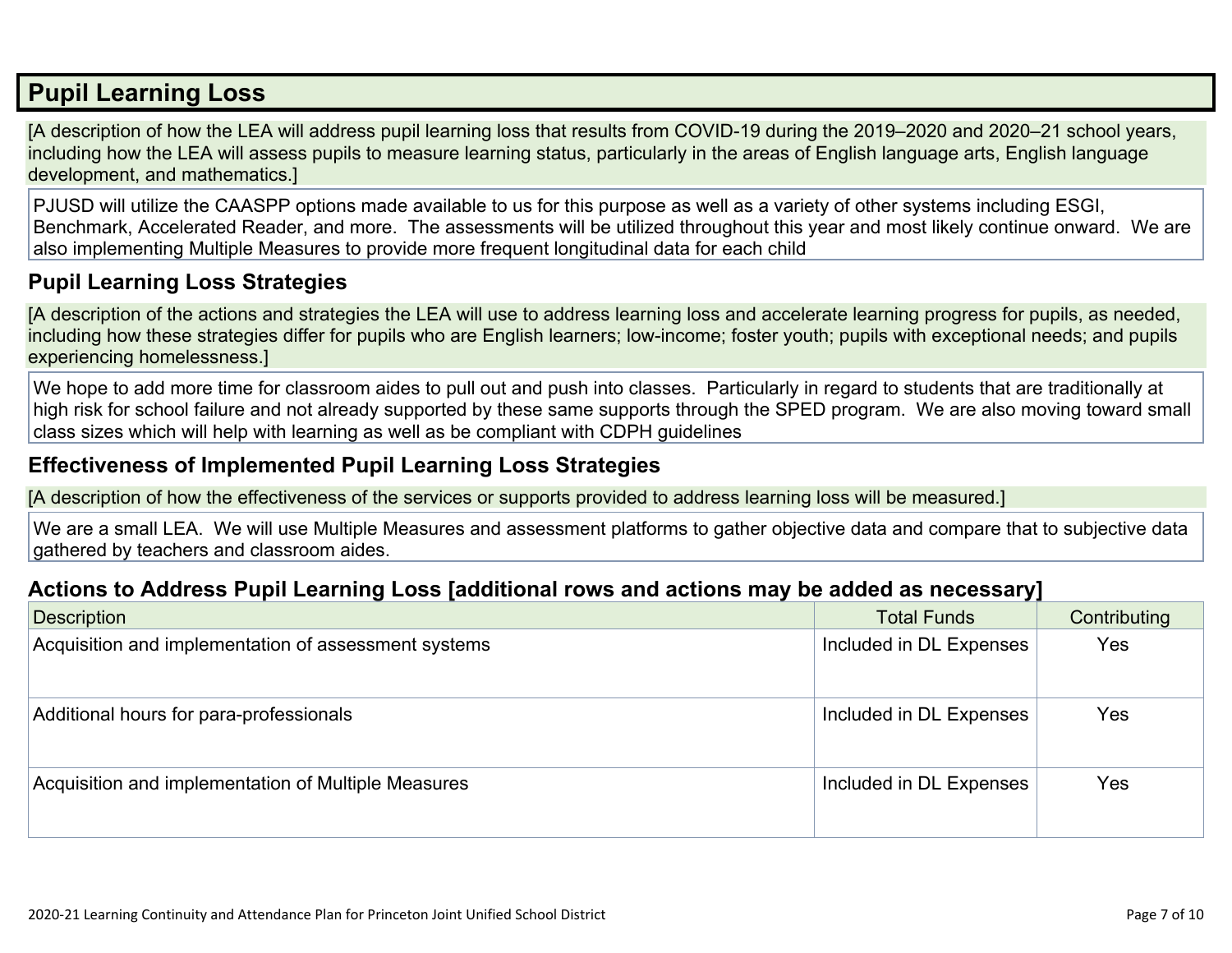## Pupil Learning Loss

[A description of how the LEA will address pupil learning loss that results from COVID-19 during the 2019–2020 and 2020–21 school years, including how the LEA will assess pupils to measure learning status, particularly in the areas of English language arts, English language development, and mathematics.]

PJUSD will utilize the CAASPP options made available to us for this purpose as well as a variety of other systems including ESGI, Benchmark, Accelerated Reader, and more. The assessments will be utilized throughout this year and most likely continue onward. We are also implementing Multiple Measures to provide more frequent longitudinal data for each child

### Pupil Learning Loss Strategies

[A description of the actions and strategies the LEA will use to address learning loss and accelerate learning progress for pupils, as needed, including how these strategies differ for pupils who are English learners; low-income; foster youth; pupils with exceptional needs; and pupils experiencing homelessness.]

We hope to add more time for classroom aides to pull out and push into classes. Particularly in regard to students that are traditionally at high risk for school failure and not already supported by these same supports through the SPED program. We are also moving toward small class sizes which will help with learning as well as be compliant with CDPH guidelines

### Effectiveness of Implemented Pupil Learning Loss Strategies

[A description of how the effectiveness of the services or supports provided to address learning loss will be measured.]

We are a small LEA. We will use Multiple Measures and assessment platforms to gather objective data and compare that to subjective data gathered by teachers and classroom aides.

### Actions to Address Pupil Learning Loss [additional rows and actions may be added as necessary]

| Description | Total Funds | Contributing |
|---|---|---|
| Acquisition and implementation of assessment systems | Included in DL Expenses | Yes |
| Additional hours for para-professionals | Included in DL Expenses | Yes |
| Acquisition and implementation of Multiple Measures | Included in DL Expenses | Yes |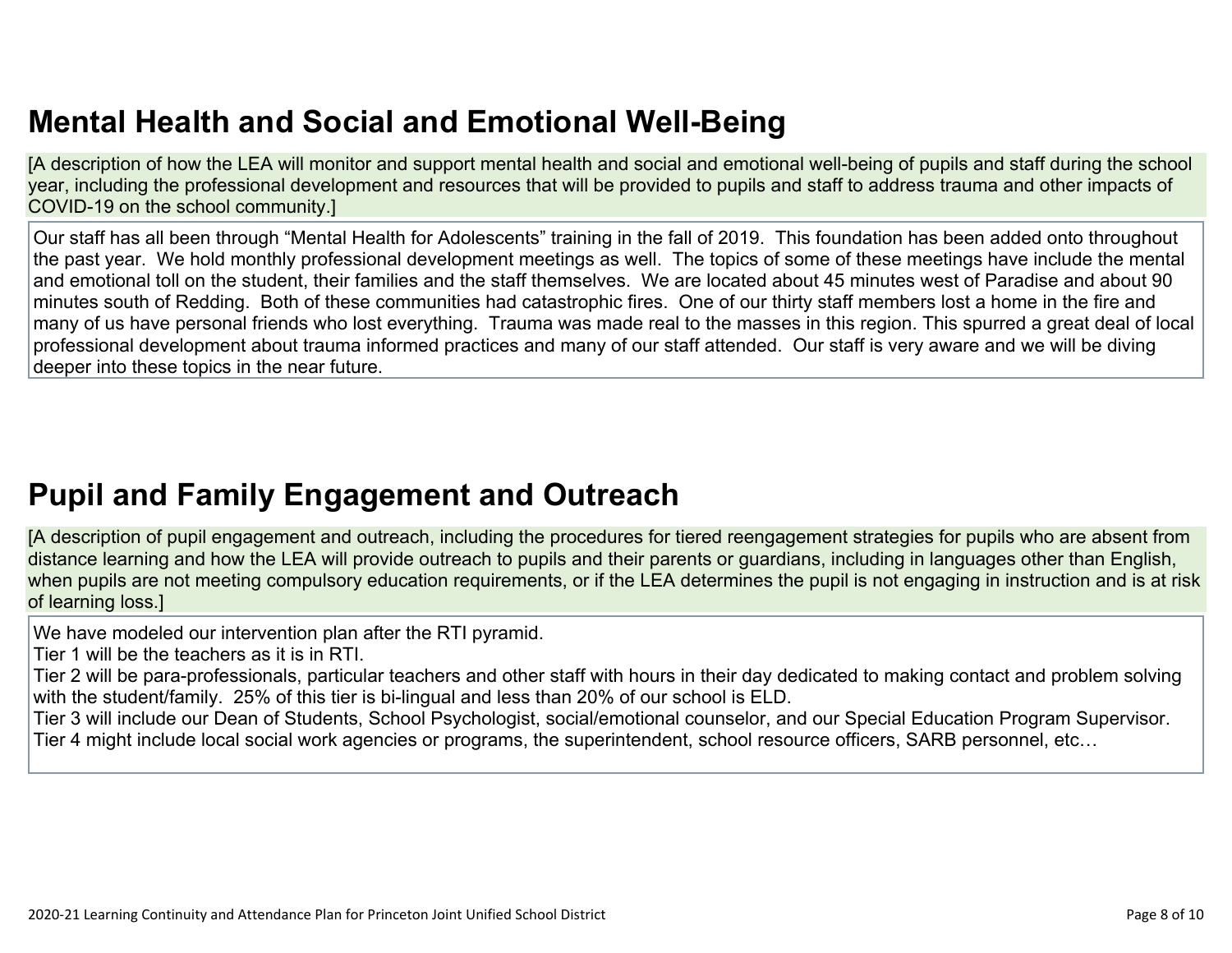## Mental Health and Social and Emotional Well-Being

[A description of how the LEA will monitor and support mental health and social and emotional well-being of pupils and staff during the school year, including the professional development and resources that will be provided to pupils and staff to address trauma and other impacts of COVID-19 on the school community.]

Our staff has all been through "Mental Health for Adolescents" training in the fall of 2019. This foundation has been added onto throughout the past year. We hold monthly professional development meetings as well. The topics of some of these meetings have include the mental and emotional toll on the student, their families and the staff themselves. We are located about 45 minutes west of Paradise and about 90 minutes south of Redding. Both of these communities had catastrophic fires. One of our thirty staff members lost a home in the fire and many of us have personal friends who lost everything. Trauma was made real to the masses in this region. This spurred a great deal of local professional development about trauma informed practices and many of our staff attended. Our staff is very aware and we will be diving deeper into these topics in the near future.

## Pupil and Family Engagement and Outreach

[A description of pupil engagement and outreach, including the procedures for tiered reengagement strategies for pupils who are absent from distance learning and how the LEA will provide outreach to pupils and their parents or guardians, including in languages other than English, when pupils are not meeting compulsory education requirements, or if the LEA determines the pupil is not engaging in instruction and is at risk of learning loss.]

We have modeled our intervention plan after the RTI pyramid.
Tier 1 will be the teachers as it is in RTI.
Tier 2 will be para-professionals, particular teachers and other staff with hours in their day dedicated to making contact and problem solving with the student/family. 25% of this tier is bi-lingual and less than 20% of our school is ELD.
Tier 3 will include our Dean of Students, School Psychologist, social/emotional counselor, and our Special Education Program Supervisor.
Tier 4 might include local social work agencies or programs, the superintendent, school resource officers, SARB personnel, etc…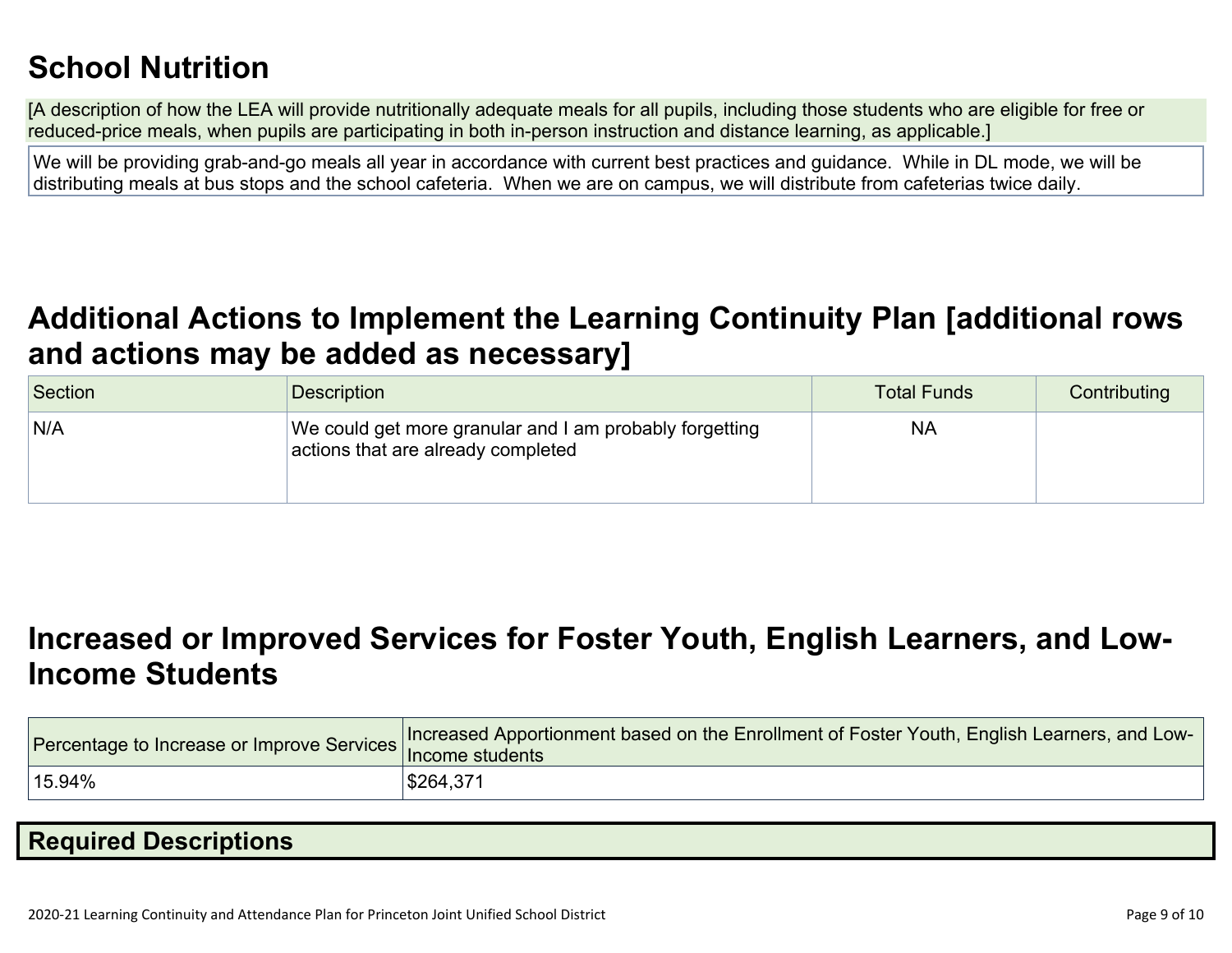## School Nutrition

[A description of how the LEA will provide nutritionally adequate meals for all pupils, including those students who are eligible for free or reduced-price meals, when pupils are participating in both in-person instruction and distance learning, as applicable.]

We will be providing grab-and-go meals all year in accordance with current best practices and guidance. While in DL mode, we will be distributing meals at bus stops and the school cafeteria. When we are on campus, we will distribute from cafeterias twice daily.

## Additional Actions to Implement the Learning Continuity Plan [additional rows and actions may be added as necessary]

| Section | Description | Total Funds | Contributing |
|---|---|---|---|
| N/A | We could get more granular and I am probably forgetting actions that are already completed | NA | |

## Increased or Improved Services for Foster Youth, English Learners, and Low-Income Students

| Percentage to Increase or Improve Services | Increased Apportionment based on the Enrollment of Foster Youth, English Learners, and Low-Income students |
|---|---|
| 15.94% | $264,371 |

### Required Descriptions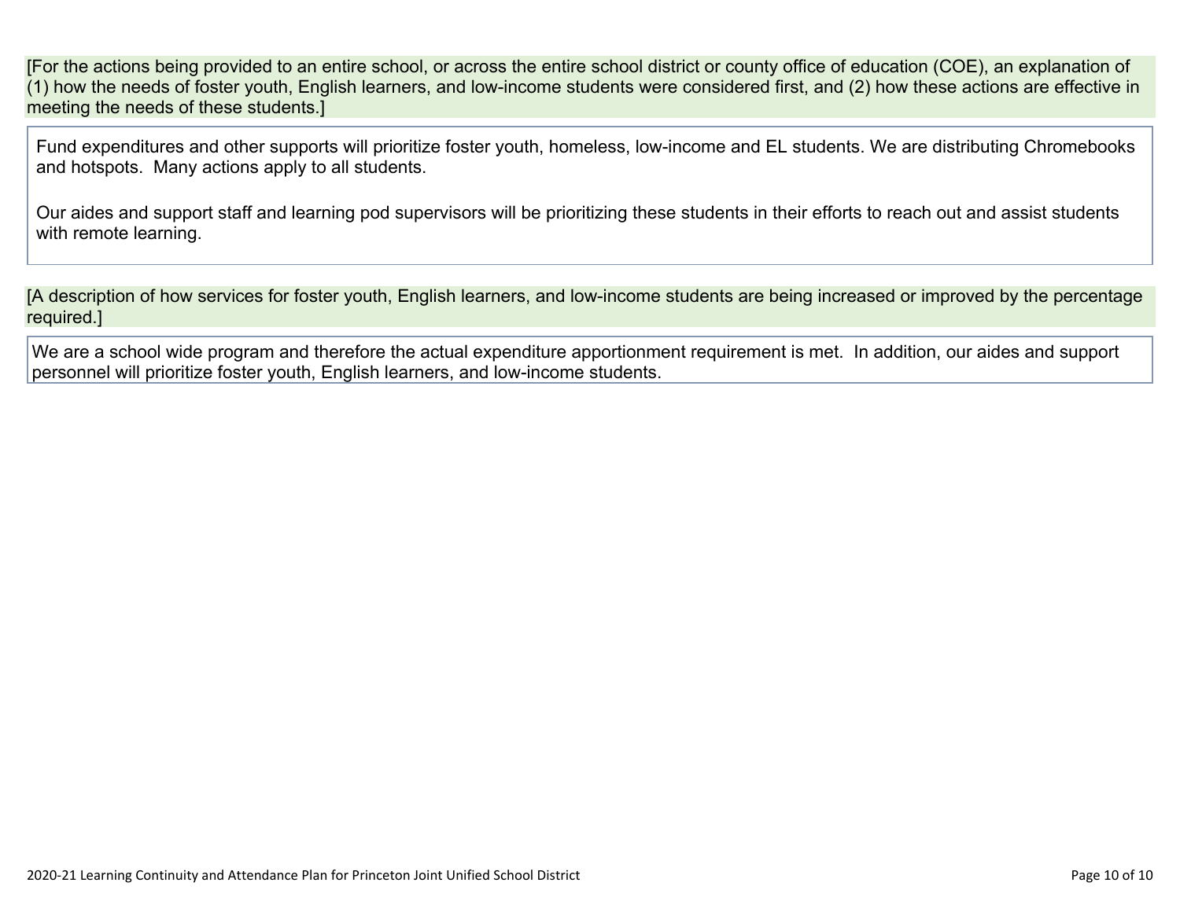[For the actions being provided to an entire school, or across the entire school district or county office of education (COE), an explanation of (1) how the needs of foster youth, English learners, and low-income students were considered first, and (2) how these actions are effective in meeting the needs of these students.]

Fund expenditures and other supports will prioritize foster youth, homeless, low-income and EL students. We are distributing Chromebooks and hotspots. Many actions apply to all students.

Our aides and support staff and learning pod supervisors will be prioritizing these students in their efforts to reach out and assist students with remote learning.

[A description of how services for foster youth, English learners, and low-income students are being increased or improved by the percentage required.]

We are a school wide program and therefore the actual expenditure apportionment requirement is met. In addition, our aides and support personnel will prioritize foster youth, English learners, and low-income students.